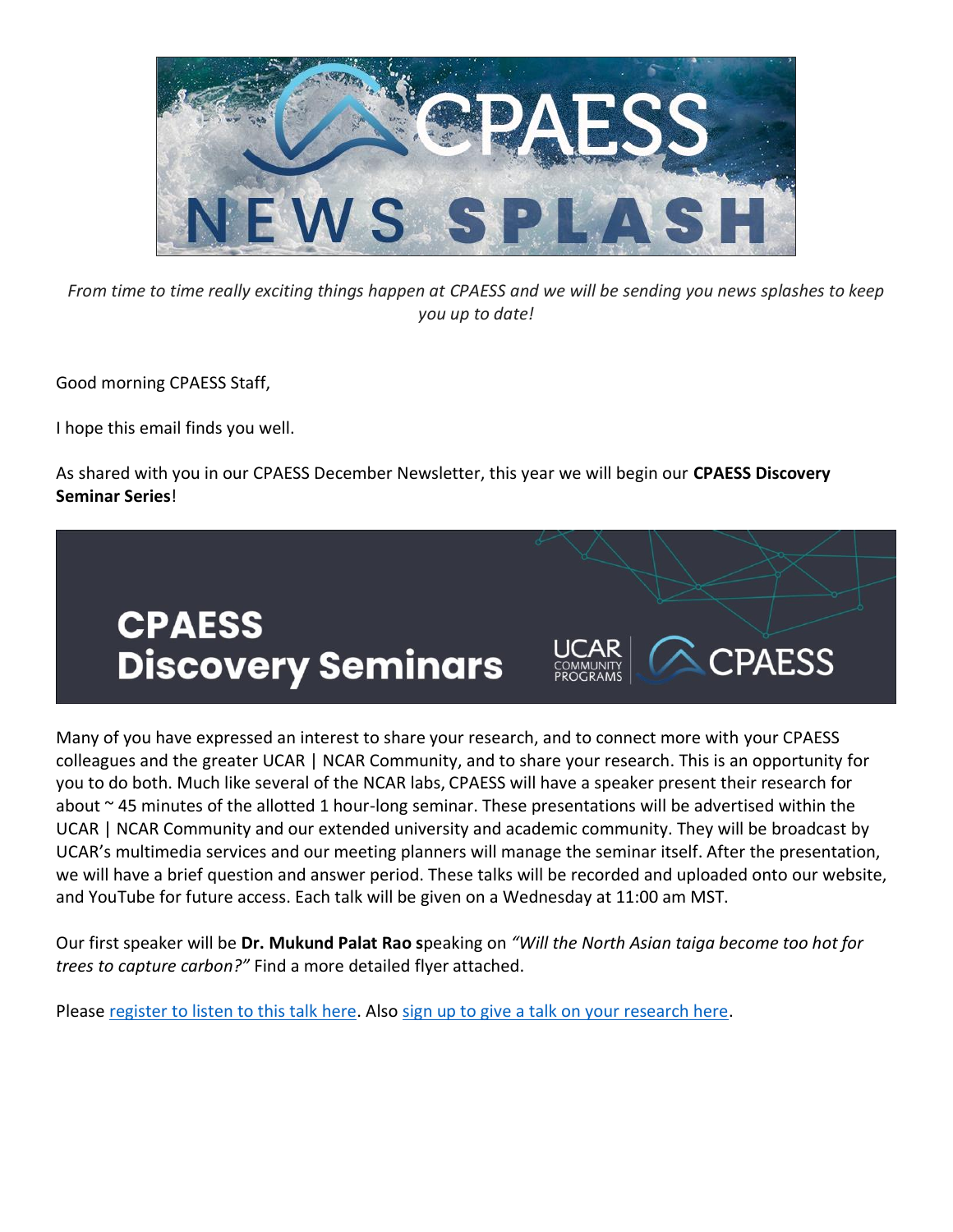# CPAESS NEWS SPLASH

*From time to time really exciting things happen at CPAESS and we will be sending you news splashes to keep you up to date!*

Good morning CPAESS Staff,

I hope this email finds you well.

As shared with you in our CPAESS December Newsletter, this year we will begin our **CPAESS Discovery Seminar Series**!

## CPAESS Discovery Seminars

UCAR COMMUNITY PROGRAMS | CPAESS

Many of you have expressed an interest to share your research, and to connect more with your CPAESS colleagues and the greater UCAR | NCAR Community, and to share your research. This is an opportunity for you to do both. Much like several of the NCAR labs, CPAESS will have a speaker present their research for about ~ 45 minutes of the allotted 1 hour-long seminar. These presentations will be advertised within the UCAR | NCAR Community and our extended university and academic community. They will be broadcast by UCAR's multimedia services and our meeting planners will manage the seminar itself. After the presentation, we will have a brief question and answer period. These talks will be recorded and uploaded onto our website, and YouTube for future access. Each talk will be given on a Wednesday at 11:00 am MST.

Our first speaker will be **Dr. Mukund Palat Rao s**peaking on *"Will the North Asian taiga become too hot for trees to capture carbon?"* Find a more detailed flyer attached.

Please register to listen to this talk here. Also sign up to give a talk on your research here.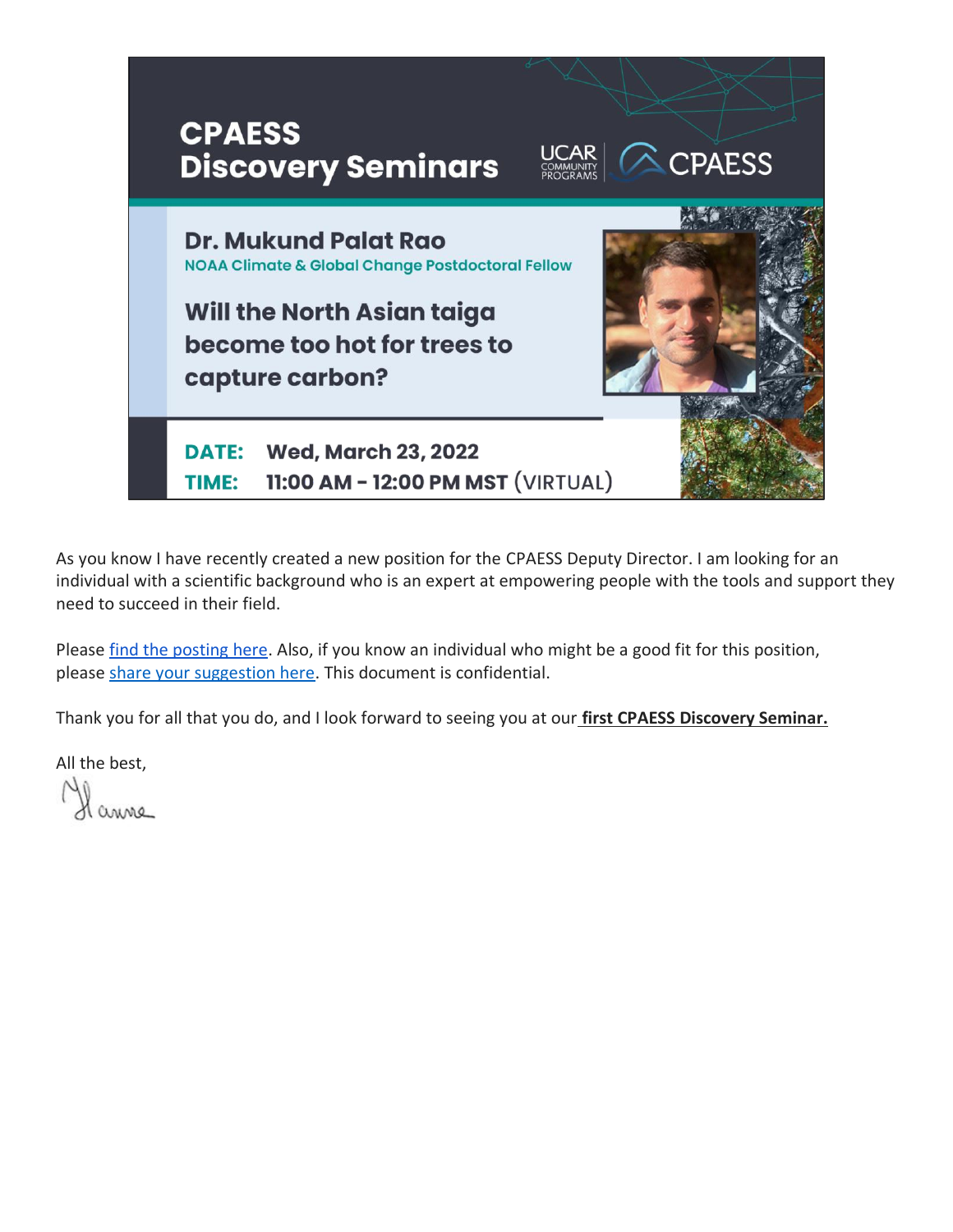# CPAESS Discovery Seminars

UCAR COMMUNITY PROGRAMS | CPAESS

**Dr. Mukund Palat Rao**
NOAA Climate & Global Change Postdoctoral Fellow

**Will the North Asian taiga become too hot for trees to capture carbon?**

**DATE:** Wed, March 23, 2022
**TIME:** 11:00 AM - 12:00 PM MST (VIRTUAL)

As you know I have recently created a new position for the CPAESS Deputy Director. I am looking for an individual with a scientific background who is an expert at empowering people with the tools and support they need to succeed in their field.

Please find the posting here. Also, if you know an individual who might be a good fit for this position, please share your suggestion here. This document is confidential.

Thank you for all that you do, and I look forward to seeing you at our **first CPAESS Discovery Seminar.**

All the best,

Hanne